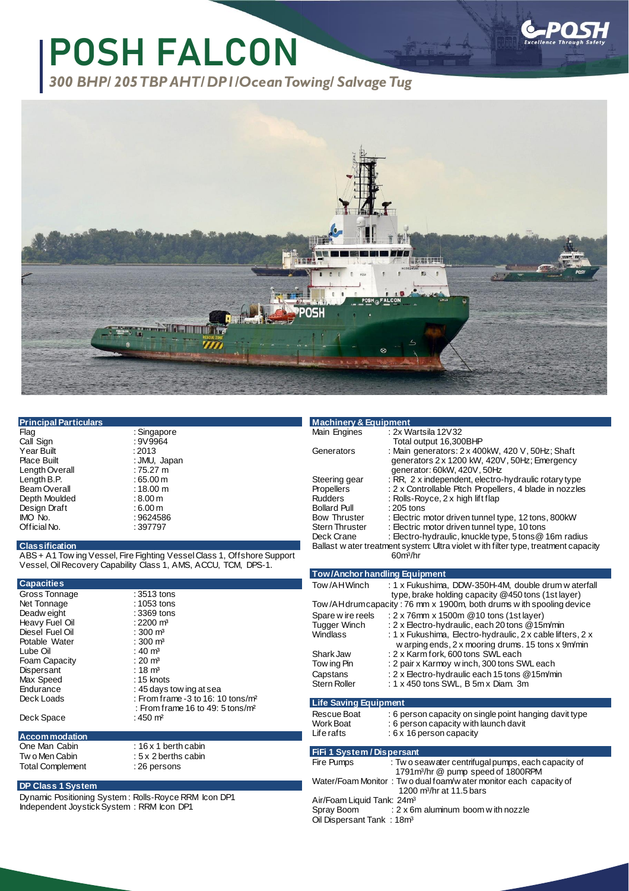# POSH FALCON

*300 BHP/ 205 TBP AHT/ DP1/Ocean Towing/ Salvage Tug*

## Principal Particulars

| | |
|---|---|
| Flag | : Singapore |
| Call Sign | : 9V9964 |
| Year Built | : 2013 |
| Place Built | : JMU, Japan |
| Length Overall | : 75.27 m |
| Length B.P. | : 65.00 m |
| Beam Overall | : 18.00 m |
| Depth Moulded | : 8.00 m |
| Design Draft | : 6.00 m |
| IMO No. | : 9624586 |
| Official No. | : 397797 |

## Classification

ABS + A1 Towing Vessel, Fire Fighting Vessel Class 1, Offshore Support Vessel, Oil Recovery Capability Class 1, AMS, ACCU, TCM, DPS-1.

## Capacities

| | |
|---|---|
| Gross Tonnage | : 3513 tons |
| Net Tonnage | : 1053 tons |
| Deadweight | : 3369 tons |
| Heavy Fuel Oil | : 2200 m³ |
| Diesel Fuel Oil | : 300 m³ |
| Potable Water | : 300 m³ |
| Lube Oil | : 40 m³ |
| Foam Capacity | : 20 m³ |
| Dispersant | : 18 m³ |
| Max Speed | : 15 knots |
| Endurance | : 45 days towing at sea |
| Deck Loads | : From frame -3 to 16: 10 tons/m² |
| | : From frame 16 to 49: 5 tons/m² |
| Deck Space | : 450 m² |

## Accommodation

| | |
|---|---|
| One Man Cabin | : 16 x 1 berth cabin |
| Two Men Cabin | : 5 x 2 berths cabin |
| Total Complement | : 26 persons |

## DP Class 1 System

Dynamic Positioning System : Rolls-Royce RRM Icon DP1
Independent Joystick System : RRM Icon DP1

## Machinery & Equipment

| | |
|---|---|
| Main Engines | : 2x Wartsila 12V32<br>Total output 16,300BHP |
| Generators | : Main generators: 2 x 400kW, 420 V, 50Hz; Shaft generators 2 x 1200 kW, 420V, 50Hz; Emergency generator: 60kW, 420V, 50Hz |
| Steering gear | : RR, 2 x independent, electro-hydraulic rotary type |
| Propellers | : 2 x Controllable Pitch Propellers, 4 blade in nozzles |
| Rudders | : Rolls-Royce, 2 x high lift flap |
| Bollard Pull | : 205 tons |
| Bow Thruster | : Electric motor driven tunnel type, 12 tons, 800kW |
| Stern Thruster | : Electric motor driven tunnel type, 10 tons |
| Deck Crane | : Electro-hydraulic, knuckle type, 5 tons @ 16m radius |

Ballast water treatment system: Ultra violet with filter type, treatment capacity 60m³/hr

## Tow/Anchor handling Equipment

| | |
|---|---|
| Tow/AH Winch | : 1 x Fukushima, DDW-350H-4M, double drum waterfall type, brake holding capacity @450 tons (1st layer) |

Tow/AH drum capacity : 76 mm x 1900m, both drums with spooling device

| | |
|---|---|
| Spare wire reels | : 2 x 76mm x 1500m @10 tons (1st layer) |
| Tugger Winch | : 2 x Electro-hydraulic, each 20 tons @15m/min |
| Windlass | : 1 x Fukushima, Electro-hydraulic, 2 x cable lifters, 2 x warping ends, 2 x mooring drums. 15 tons x 9m/min |
| Shark Jaw | : 2 x Karm fork, 600 tons SWL each |
| Towing Pin | : 2 pair x Karmoy winch, 300 tons SWL each |
| Capstans | : 2 x Electro-hydraulic each 15 tons @15m/min |
| Stern Roller | : 1 x 450 tons SWL, B 5m x Diam. 3m |

## Life Saving Equipment

| | |
|---|---|
| Rescue Boat | : 6 person capacity on single point hanging davit type |
| Work Boat | : 6 person capacity with launch davit |
| Liferafts | : 6 x 16 person capacity |

## FiFi 1 System / Dispersant

| | |
|---|---|
| Fire Pumps | : Two seawater centrifugal pumps, each capacity of 1791m³/hr @ pump speed of 1800RPM |
| Water/Foam Monitor | : Two dual foam/water monitor each capacity of 1200 m³/hr at 11.5 bars |
| Air/Foam Liquid Tank | : 24m³ |
| Spray Boom | : 2 x 6m aluminum boom with nozzle |
| Oil Dispersant Tank | : 18m³ |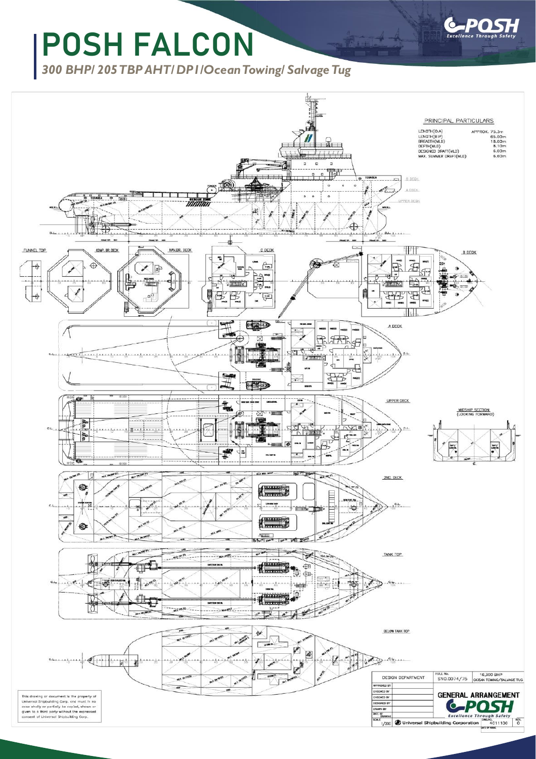# POSH FALCON

*300 BHP/ 205 TBP AHT/ DP1/Ocean Towing/ Salvage Tug*

PRINCIPAL PARTICULARS

| | |
|---|---|
| LENGTH(O.A) | APPROX. 75.3m |
| LENGTH(B.P) | 65.00m |
| BREADTH(MLD) | 18.00m |
| DEPTH(MLD) | 8.10m |
| DESIGNED DRAFT(MLD) | 6.00m |
| MAX. SUMMER DRAFT(MLD) | 6.60m |

FUNNEL TOP

COMP. BR. DECK

NAV.BR. DECK

C DECK

B DECK

A DECK

UPPER DECK

MIDSHIP SECTION (LOOKING FORWARD)

2ND. DECK

TANK TOP

BELOW TANK TOP

This drawing or document is the property of Universal Shipbuilding Corp. and must in no case wholly or partially be copied, shown or given to a third party without the expressed consent of Universal Shipbuilding Corp.

| | | | |
|---|---|---|---|
| DESIGN DEPARTMENT | HULL No. SNO.0074/75 | 16,300 BHP OCEAN TOWING/SALVAGE TUG | |
| APPROVED BY | GENERAL ARRANGEMENT | | |
| CHECKED BY | | | |
| CHECKED BY | | | |
| DESIGNED BY | | | |
| DRAWN BY | | | |
| DATE OF DRAWING | | | |
| SCALE 1/200 | Universal Shipbuilding Corporation | DWG.NO. 4011100 | REV. 0 |